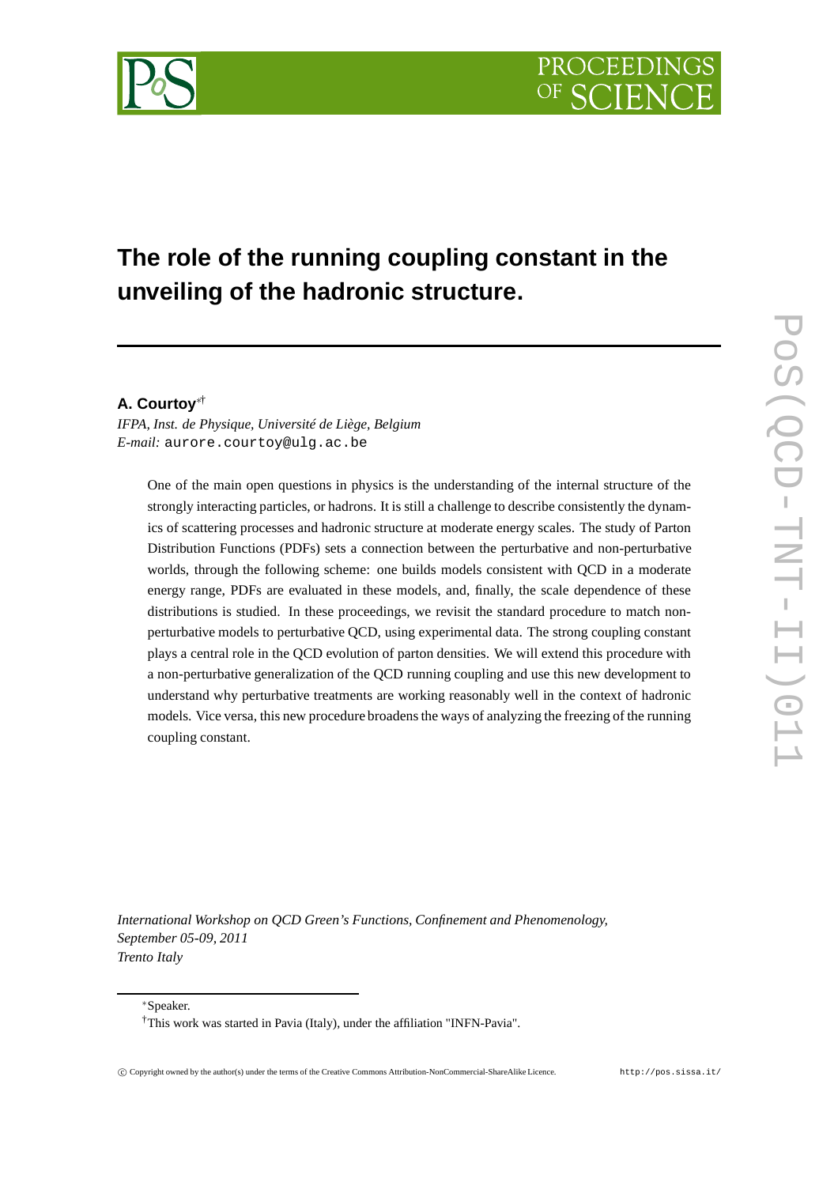# The role of the running coupling constant in the unveiling of the hadronic structure.

**A. Courtoy**[*†]

*IFPA, Inst. de Physique, Université de Liège, Belgium*
*E-mail:* aurore.courtoy@ulg.ac.be

One of the main open questions in physics is the understanding of the internal structure of the strongly interacting particles, or hadrons. It is still a challenge to describe consistently the dynamics of scattering processes and hadronic structure at moderate energy scales. The study of Parton Distribution Functions (PDFs) sets a connection between the perturbative and non-perturbative worlds, through the following scheme: one builds models consistent with QCD in a moderate energy range, PDFs are evaluated in these models, and, finally, the scale dependence of these distributions is studied. In these proceedings, we revisit the standard procedure to match non-perturbative models to perturbative QCD, using experimental data. The strong coupling constant plays a central role in the QCD evolution of parton densities. We will extend this procedure with a non-perturbative generalization of the QCD running coupling and use this new development to understand why perturbative treatments are working reasonably well in the context of hadronic models. Vice versa, this new procedure broadens the ways of analyzing the freezing of the running coupling constant.

*International Workshop on QCD Green's Functions, Confinement and Phenomenology,*
*September 05-09, 2011*
*Trento Italy*

[*]Speaker.

[†]This work was started in Pavia (Italy), under the affiliation "INFN-Pavia".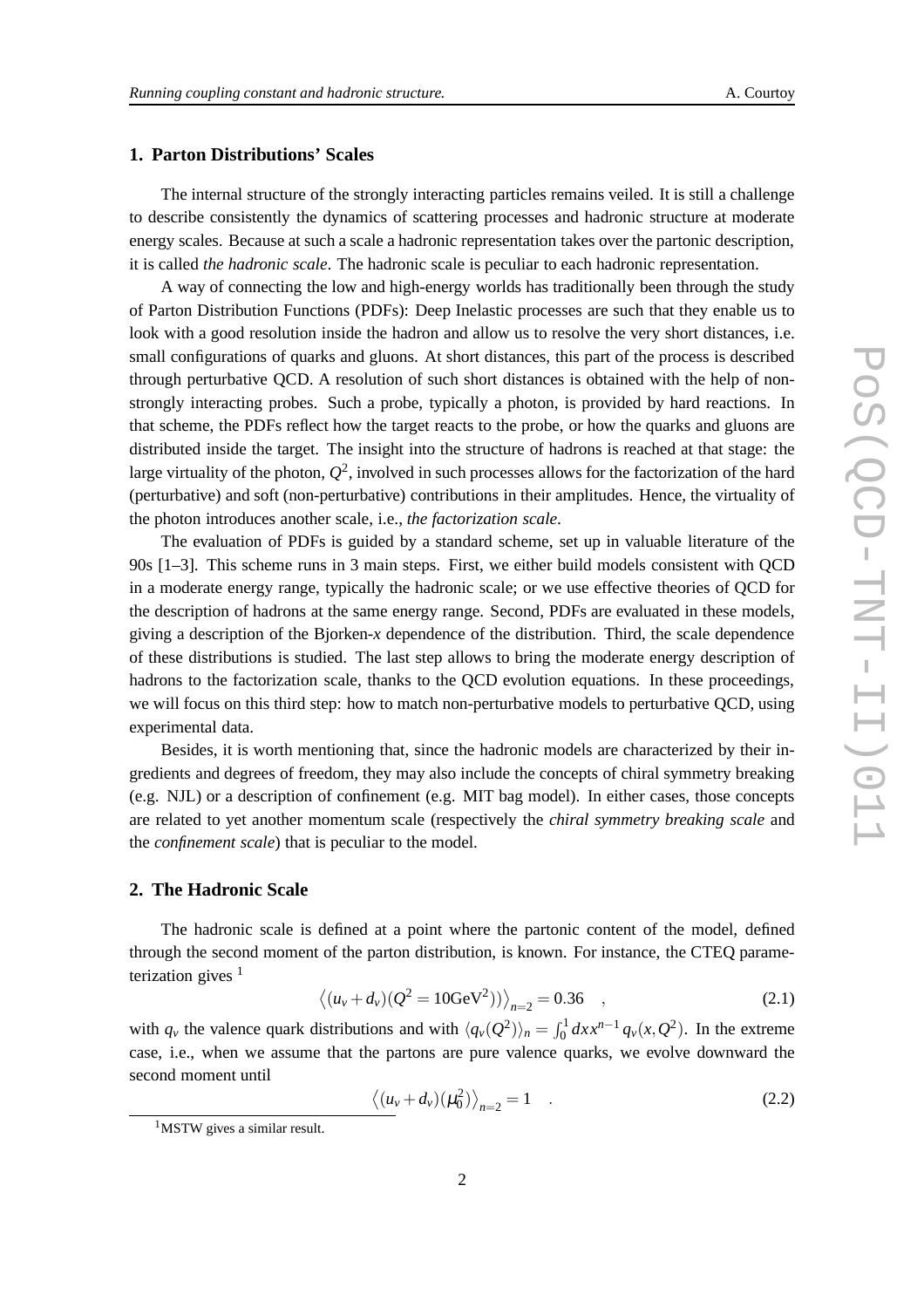## 1. Parton Distributions' Scales

The internal structure of the strongly interacting particles remains veiled. It is still a challenge to describe consistently the dynamics of scattering processes and hadronic structure at moderate energy scales. Because at such a scale a hadronic representation takes over the partonic description, it is called *the hadronic scale*. The hadronic scale is peculiar to each hadronic representation.

A way of connecting the low and high-energy worlds has traditionally been through the study of Parton Distribution Functions (PDFs): Deep Inelastic processes are such that they enable us to look with a good resolution inside the hadron and allow us to resolve the very short distances, i.e. small configurations of quarks and gluons. At short distances, this part of the process is described through perturbative QCD. A resolution of such short distances is obtained with the help of non-strongly interacting probes. Such a probe, typically a photon, is provided by hard reactions. In that scheme, the PDFs reflect how the target reacts to the probe, or how the quarks and gluons are distributed inside the target. The insight into the structure of hadrons is reached at that stage: the large virtuality of the photon, $Q^2$, involved in such processes allows for the factorization of the hard (perturbative) and soft (non-perturbative) contributions in their amplitudes. Hence, the virtuality of the photon introduces another scale, i.e., *the factorization scale*.

The evaluation of PDFs is guided by a standard scheme, set up in valuable literature of the 90s [1–3]. This scheme runs in 3 main steps. First, we either build models consistent with QCD in a moderate energy range, typically the hadronic scale; or we use effective theories of QCD for the description of hadrons at the same energy range. Second, PDFs are evaluated in these models, giving a description of the Bjorken-$x$ dependence of the distribution. Third, the scale dependence of these distributions is studied. The last step allows to bring the moderate energy description of hadrons to the factorization scale, thanks to the QCD evolution equations. In these proceedings, we will focus on this third step: how to match non-perturbative models to perturbative QCD, using experimental data.

Besides, it is worth mentioning that, since the hadronic models are characterized by their ingredients and degrees of freedom, they may also include the concepts of chiral symmetry breaking (e.g. NJL) or a description of confinement (e.g. MIT bag model). In either cases, those concepts are related to yet another momentum scale (respectively the *chiral symmetry breaking scale* and the *confinement scale*) that is peculiar to the model.

## 2. The Hadronic Scale

The hadronic scale is defined at a point where the partonic content of the model, defined through the second moment of the parton distribution, is known. For instance, the CTEQ parameterization gives [1]

$$\left\langle (u_v + d_v)(Q^2 = 10\text{GeV}^2)) \right\rangle_{n=2} = 0.36 \quad , \tag{2.1}$$

with $q_v$ the valence quark distributions and with $\langle q_v(Q^2)\rangle_n = \int_0^1 dx x^{n-1} q_v(x, Q^2)$. In the extreme case, i.e., when we assume that the partons are pure valence quarks, we evolve downward the second moment until

$$\left\langle (u_v + d_v)(\mu_0^2) \right\rangle_{n=2} = 1 \quad . \tag{2.2}$$

[1] MSTW gives a similar result.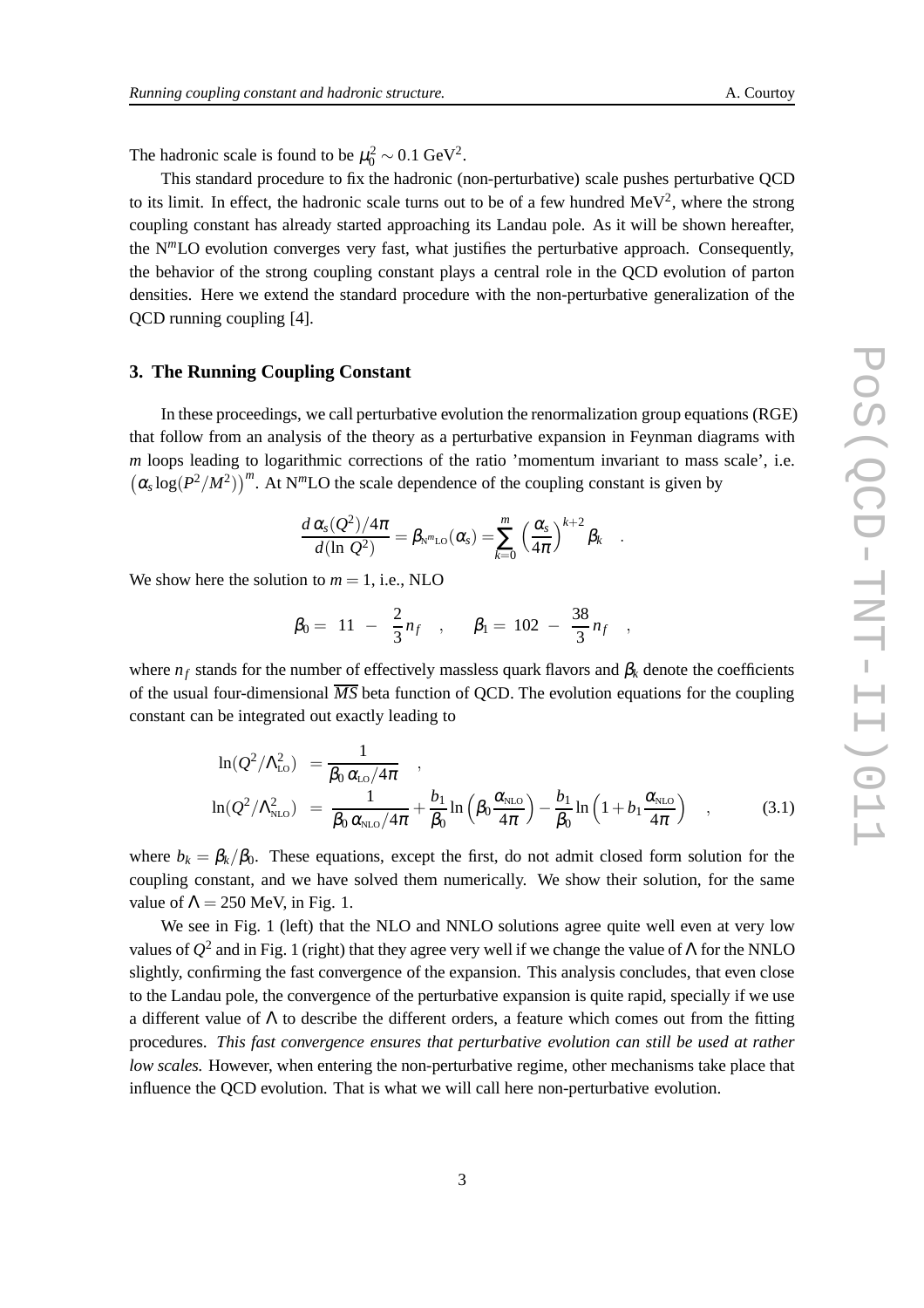The hadronic scale is found to be $\mu_0^2 \sim 0.1$ GeV$^2$.

This standard procedure to fix the hadronic (non-perturbative) scale pushes perturbative QCD to its limit. In effect, the hadronic scale turns out to be of a few hundred MeV$^2$, where the strong coupling constant has already started approaching its Landau pole. As it will be shown hereafter, the N$^m$LO evolution converges very fast, what justifies the perturbative approach. Consequently, the behavior of the strong coupling constant plays a central role in the QCD evolution of parton densities. Here we extend the standard procedure with the non-perturbative generalization of the QCD running coupling [4].

## 3. The Running Coupling Constant

In these proceedings, we call perturbative evolution the renormalization group equations (RGE) that follow from an analysis of the theory as a perturbative expansion in Feynman diagrams with $m$ loops leading to logarithmic corrections of the ratio 'momentum invariant to mass scale', i.e. $\left(\alpha_s \log(P^2/M^2)\right)^m$. At N$^m$LO the scale dependence of the coupling constant is given by

$$\frac{d\,\alpha_s(Q^2)/4\pi}{d(\ln\,Q^2)} = \beta_{\mathrm{N}^m\mathrm{LO}}(\alpha_s) = \sum_{k=0}^{m} \left(\frac{\alpha_s}{4\pi}\right)^{k+2} \beta_k \quad .$$

We show here the solution to $m = 1$, i.e., NLO

$$\beta_0 = \;11\; - \;\frac{2}{3}\,n_f \quad , \qquad \beta_1 = \;102\; - \;\frac{38}{3}\,n_f \quad ,$$

where $n_f$ stands for the number of effectively massless quark flavors and $\beta_k$ denote the coefficients of the usual four-dimensional $\overline{MS}$ beta function of QCD. The evolution equations for the coupling constant can be integrated out exactly leading to

$$\begin{aligned}
\ln(Q^2/\Lambda^2_{\mathrm{LO}}) &= \frac{1}{\beta_0\,\alpha_{\mathrm{LO}}/4\pi} \quad , \\
\ln(Q^2/\Lambda^2_{\mathrm{NLO}}) &= \frac{1}{\beta_0\,\alpha_{\mathrm{NLO}}/4\pi} + \frac{b_1}{\beta_0}\ln\left(\beta_0\frac{\alpha_{\mathrm{NLO}}}{4\pi}\right) - \frac{b_1}{\beta_0}\ln\left(1 + b_1\frac{\alpha_{\mathrm{NLO}}}{4\pi}\right) \quad ,
\end{aligned} \tag{3.1}$$

where $b_k = \beta_k/\beta_0$. These equations, except the first, do not admit closed form solution for the coupling constant, and we have solved them numerically. We show their solution, for the same value of $\Lambda = 250$ MeV, in Fig. 1.

We see in Fig. 1 (left) that the NLO and NNLO solutions agree quite well even at very low values of $Q^2$ and in Fig. 1 (right) that they agree very well if we change the value of $\Lambda$ for the NNLO slightly, confirming the fast convergence of the expansion. This analysis concludes, that even close to the Landau pole, the convergence of the perturbative expansion is quite rapid, specially if we use a different value of $\Lambda$ to describe the different orders, a feature which comes out from the fitting procedures. *This fast convergence ensures that perturbative evolution can still be used at rather low scales.* However, when entering the non-perturbative regime, other mechanisms take place that influence the QCD evolution. That is what we will call here non-perturbative evolution.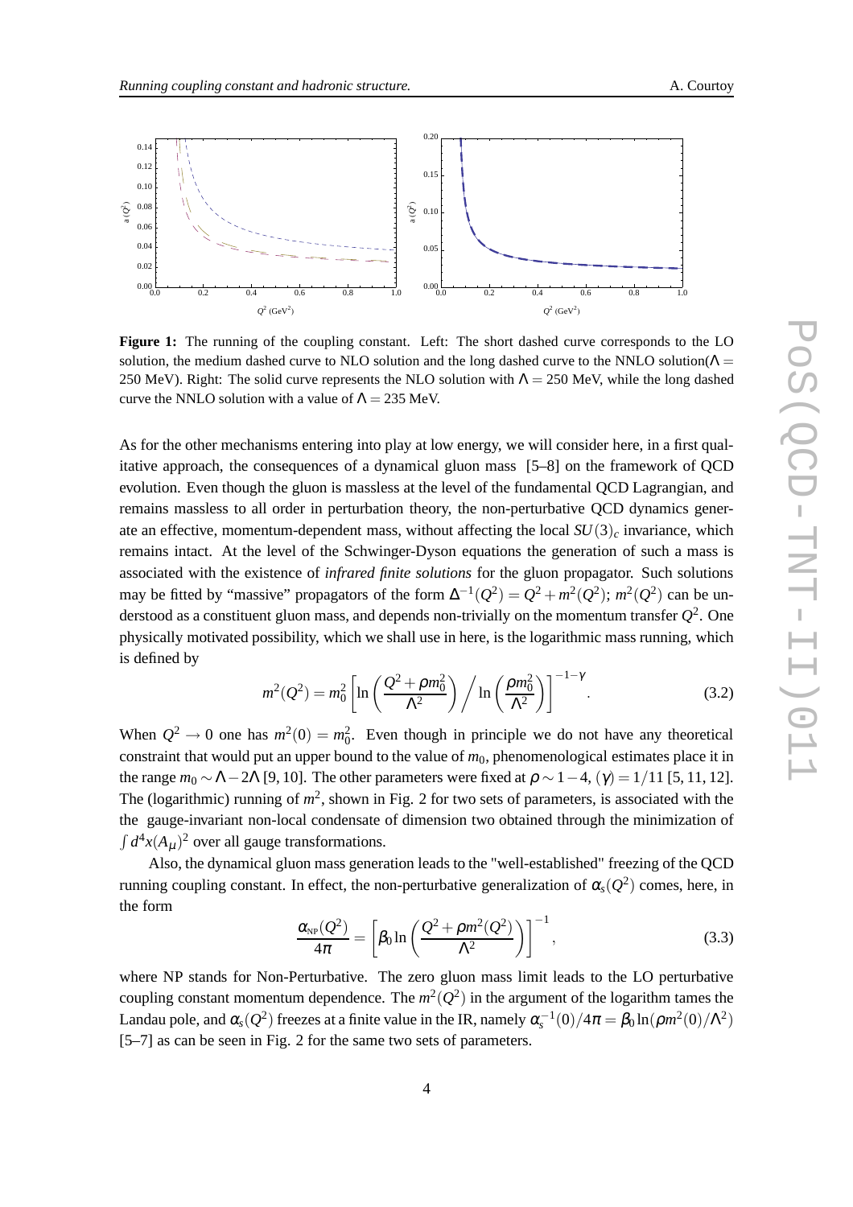**Figure 1:** The running of the coupling constant. Left: The short dashed curve corresponds to the LO solution, the medium dashed curve to NLO solution and the long dashed curve to the NNLO solution($\Lambda = 250$ MeV). Right: The solid curve represents the NLO solution with $\Lambda = 250$ MeV, while the long dashed curve the NNLO solution with a value of $\Lambda = 235$ MeV.

As for the other mechanisms entering into play at low energy, we will consider here, in a first qualitative approach, the consequences of a dynamical gluon mass [5–8] on the framework of QCD evolution. Even though the gluon is massless at the level of the fundamental QCD Lagrangian, and remains massless to all order in perturbation theory, the non-perturbative QCD dynamics generate an effective, momentum-dependent mass, without affecting the local $SU(3)_c$ invariance, which remains intact. At the level of the Schwinger-Dyson equations the generation of such a mass is associated with the existence of *infrared finite solutions* for the gluon propagator. Such solutions may be fitted by "massive" propagators of the form $\Delta^{-1}(Q^2) = Q^2 + m^2(Q^2)$; $m^2(Q^2)$ can be understood as a constituent gluon mass, and depends non-trivially on the momentum transfer $Q^2$. One physically motivated possibility, which we shall use in here, is the logarithmic mass running, which is defined by

$$m^2(Q^2) = m_0^2 \left[ \ln\left(\frac{Q^2 + \rho m_0^2}{\Lambda^2}\right) \Big/ \ln\left(\frac{\rho m_0^2}{\Lambda^2}\right) \right]^{-1-\gamma}. \tag{3.2}$$

When $Q^2 \to 0$ one has $m^2(0) = m_0^2$. Even though in principle we do not have any theoretical constraint that would put an upper bound to the value of $m_0$, phenomenological estimates place it in the range $m_0 \sim \Lambda - 2\Lambda$ [9, 10]. The other parameters were fixed at $\rho \sim 1-4$, $(\gamma) = 1/11$ [5, 11, 12]. The (logarithmic) running of $m^2$, shown in Fig. 2 for two sets of parameters, is associated with the the gauge-invariant non-local condensate of dimension two obtained through the minimization of $\int d^4x (A_\mu)^2$ over all gauge transformations.

Also, the dynamical gluon mass generation leads to the "well-established" freezing of the QCD running coupling constant. In effect, the non-perturbative generalization of $\alpha_s(Q^2)$ comes, here, in the form

$$\frac{\alpha_{\rm NP}(Q^2)}{4\pi} = \left[ \beta_0 \ln\left(\frac{Q^2 + \rho m^2(Q^2)}{\Lambda^2}\right) \right]^{-1}, \tag{3.3}$$

where NP stands for Non-Perturbative. The zero gluon mass limit leads to the LO perturbative coupling constant momentum dependence. The $m^2(Q^2)$ in the argument of the logarithm tames the Landau pole, and $\alpha_s(Q^2)$ freezes at a finite value in the IR, namely $\alpha_s^{-1}(0)/4\pi = \beta_0 \ln(\rho m^2(0)/\Lambda^2)$ [5–7] as can be seen in Fig. 2 for the same two sets of parameters.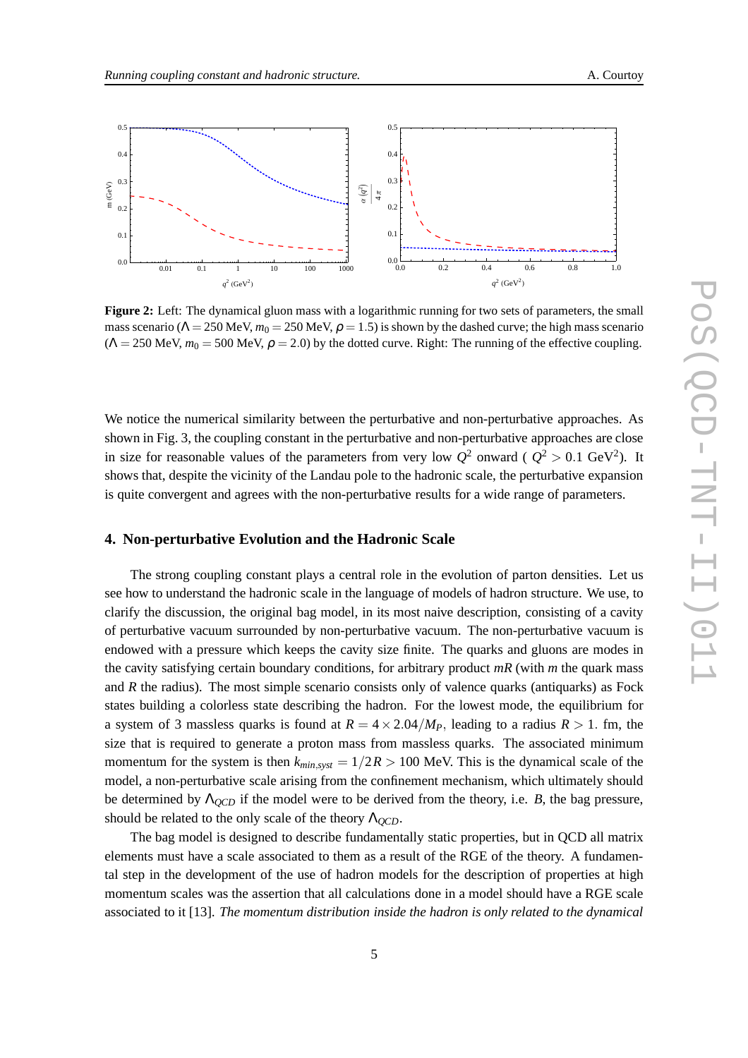**Figure 2:** Left: The dynamical gluon mass with a logarithmic running for two sets of parameters, the small mass scenario ($\Lambda = 250$ MeV, $m_0 = 250$ MeV, $\rho = 1.5$) is shown by the dashed curve; the high mass scenario ($\Lambda = 250$ MeV, $m_0 = 500$ MeV, $\rho = 2.0$) by the dotted curve. Right: The running of the effective coupling.

We notice the numerical similarity between the perturbative and non-perturbative approaches. As shown in Fig. 3, the coupling constant in the perturbative and non-perturbative approaches are close in size for reasonable values of the parameters from very low $Q^2$ onward ( $Q^2 > 0.1$ GeV$^2$). It shows that, despite the vicinity of the Landau pole to the hadronic scale, the perturbative expansion is quite convergent and agrees with the non-perturbative results for a wide range of parameters.

## 4. Non-perturbative Evolution and the Hadronic Scale

The strong coupling constant plays a central role in the evolution of parton densities. Let us see how to understand the hadronic scale in the language of models of hadron structure. We use, to clarify the discussion, the original bag model, in its most naive description, consisting of a cavity of perturbative vacuum surrounded by non-perturbative vacuum. The non-perturbative vacuum is endowed with a pressure which keeps the cavity size finite. The quarks and gluons are modes in the cavity satisfying certain boundary conditions, for arbitrary product $mR$ (with $m$ the quark mass and $R$ the radius). The most simple scenario consists only of valence quarks (antiquarks) as Fock states building a colorless state describing the hadron. For the lowest mode, the equilibrium for a system of 3 massless quarks is found at $R = 4 \times 2.04/M_P$, leading to a radius $R > 1.$ fm, the size that is required to generate a proton mass from massless quarks. The associated minimum momentum for the system is then $k_{min,syst} = 1/2R > 100$ MeV. This is the dynamical scale of the model, a non-perturbative scale arising from the confinement mechanism, which ultimately should be determined by $\Lambda_{QCD}$ if the model were to be derived from the theory, i.e. $B$, the bag pressure, should be related to the only scale of the theory $\Lambda_{QCD}$.

The bag model is designed to describe fundamentally static properties, but in QCD all matrix elements must have a scale associated to them as a result of the RGE of the theory. A fundamental step in the development of the use of hadron models for the description of properties at high momentum scales was the assertion that all calculations done in a model should have a RGE scale associated to it [13]. *The momentum distribution inside the hadron is only related to the dynamical*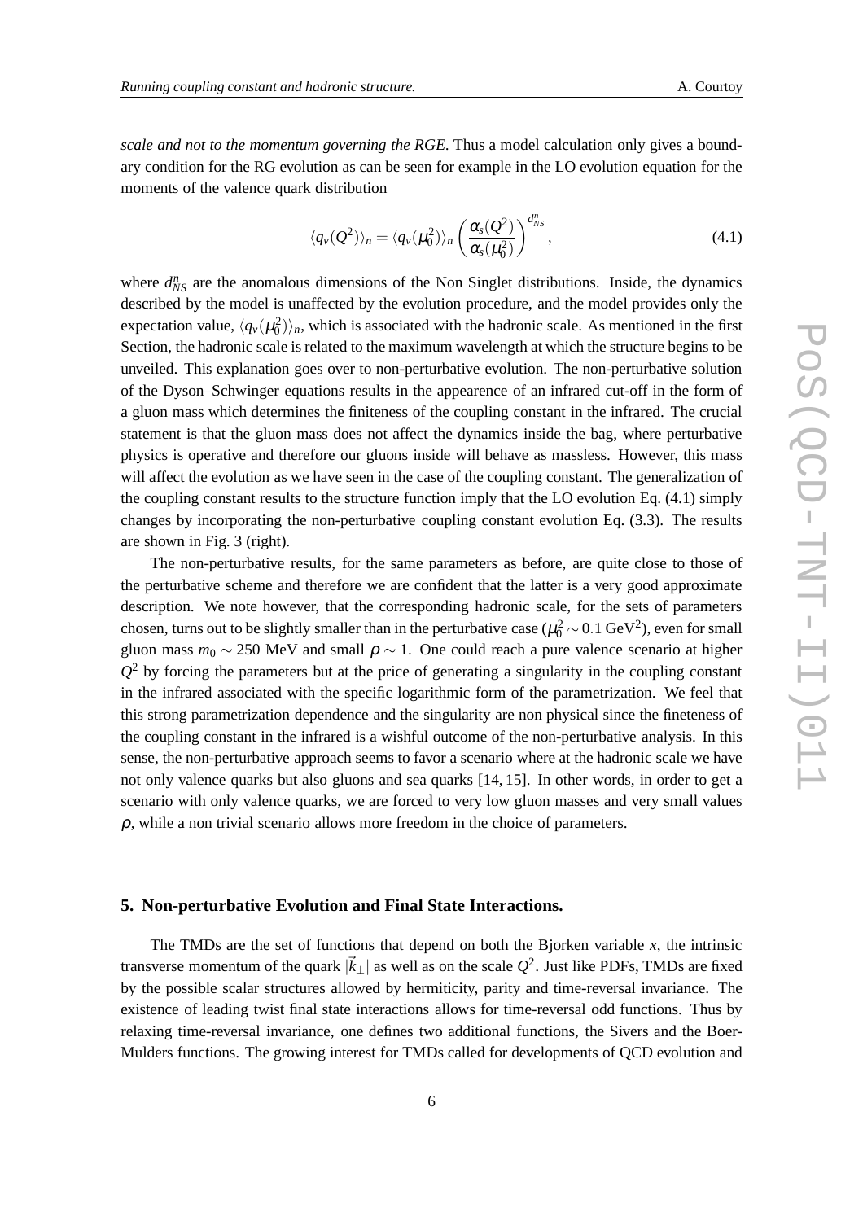*scale and not to the momentum governing the RGE.* Thus a model calculation only gives a boundary condition for the RG evolution as can be seen for example in the LO evolution equation for the moments of the valence quark distribution

$$\langle q_v(Q^2)\rangle_n = \langle q_v(\mu_0^2)\rangle_n \left(\frac{\alpha_s(Q^2)}{\alpha_s(\mu_0^2)}\right)^{d_{NS}^n}, \tag{4.1}$$

where $d_{NS}^n$ are the anomalous dimensions of the Non Singlet distributions. Inside, the dynamics described by the model is unaffected by the evolution procedure, and the model provides only the expectation value, $\langle q_v(\mu_0^2)\rangle_n$, which is associated with the hadronic scale. As mentioned in the first Section, the hadronic scale is related to the maximum wavelength at which the structure begins to be unveiled. This explanation goes over to non-perturbative evolution. The non-perturbative solution of the Dyson–Schwinger equations results in the appearence of an infrared cut-off in the form of a gluon mass which determines the finiteness of the coupling constant in the infrared. The crucial statement is that the gluon mass does not affect the dynamics inside the bag, where perturbative physics is operative and therefore our gluons inside will behave as massless. However, this mass will affect the evolution as we have seen in the case of the coupling constant. The generalization of the coupling constant results to the structure function imply that the LO evolution Eq. (4.1) simply changes by incorporating the non-perturbative coupling constant evolution Eq. (3.3). The results are shown in Fig. 3 (right).

The non-perturbative results, for the same parameters as before, are quite close to those of the perturbative scheme and therefore we are confident that the latter is a very good approximate description. We note however, that the corresponding hadronic scale, for the sets of parameters chosen, turns out to be slightly smaller than in the perturbative case ($\mu_0^2 \sim 0.1$ GeV$^2$), even for small gluon mass $m_0 \sim 250$ MeV and small $\rho \sim 1$. One could reach a pure valence scenario at higher $Q^2$ by forcing the parameters but at the price of generating a singularity in the coupling constant in the infrared associated with the specific logarithmic form of the parametrization. We feel that this strong parametrization dependence and the singularity are non physical since the fineteness of the coupling constant in the infrared is a wishful outcome of the non-perturbative analysis. In this sense, the non-perturbative approach seems to favor a scenario where at the hadronic scale we have not only valence quarks but also gluons and sea quarks [14, 15]. In other words, in order to get a scenario with only valence quarks, we are forced to very low gluon masses and very small values $\rho$, while a non trivial scenario allows more freedom in the choice of parameters.

## 5. Non-perturbative Evolution and Final State Interactions.

The TMDs are the set of functions that depend on both the Bjorken variable $x$, the intrinsic transverse momentum of the quark $|\vec{k}_\perp|$ as well as on the scale $Q^2$. Just like PDFs, TMDs are fixed by the possible scalar structures allowed by hermiticity, parity and time-reversal invariance. The existence of leading twist final state interactions allows for time-reversal odd functions. Thus by relaxing time-reversal invariance, one defines two additional functions, the Sivers and the Boer-Mulders functions. The growing interest for TMDs called for developments of QCD evolution and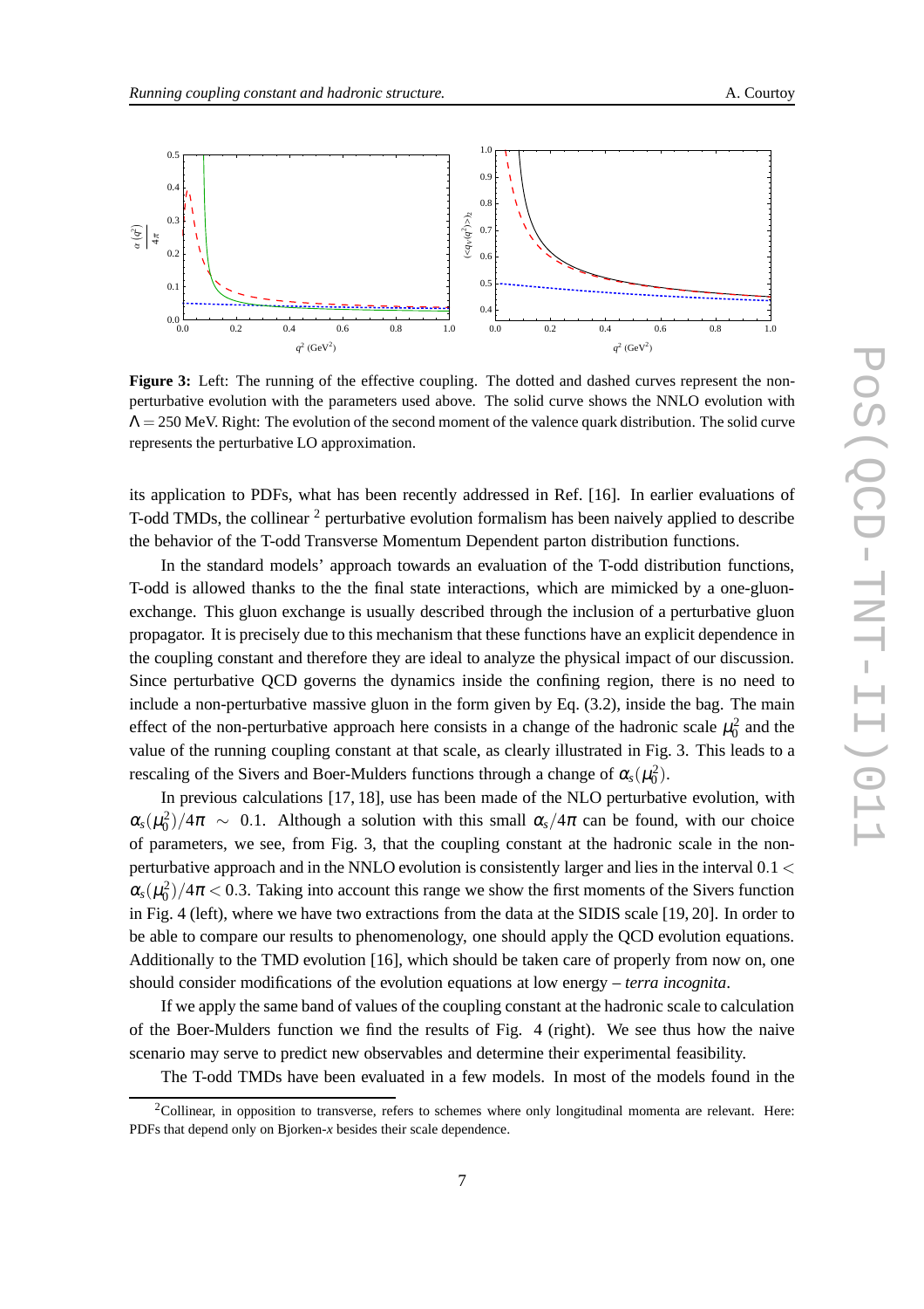**Figure 3:** Left: The running of the effective coupling. The dotted and dashed curves represent the non-perturbative evolution with the parameters used above. The solid curve shows the NNLO evolution with $\Lambda = 250$ MeV. Right: The evolution of the second moment of the valence quark distribution. The solid curve represents the perturbative LO approximation.

its application to PDFs, what has been recently addressed in Ref. [16]. In earlier evaluations of T-odd TMDs, the collinear [2] perturbative evolution formalism has been naively applied to describe the behavior of the T-odd Transverse Momentum Dependent parton distribution functions.

In the standard models' approach towards an evaluation of the T-odd distribution functions, T-odd is allowed thanks to the the final state interactions, which are mimicked by a one-gluon-exchange. This gluon exchange is usually described through the inclusion of a perturbative gluon propagator. It is precisely due to this mechanism that these functions have an explicit dependence in the coupling constant and therefore they are ideal to analyze the physical impact of our discussion. Since perturbative QCD governs the dynamics inside the confining region, there is no need to include a non-perturbative massive gluon in the form given by Eq. (3.2), inside the bag. The main effect of the non-perturbative approach here consists in a change of the hadronic scale $\mu_0^2$ and the value of the running coupling constant at that scale, as clearly illustrated in Fig. 3. This leads to a rescaling of the Sivers and Boer-Mulders functions through a change of $\alpha_s(\mu_0^2)$.

In previous calculations [17, 18], use has been made of the NLO perturbative evolution, with $\alpha_s(\mu_0^2)/4\pi \sim 0.1$. Although a solution with this small $\alpha_s/4\pi$ can be found, with our choice of parameters, we see, from Fig. 3, that the coupling constant at the hadronic scale in the non-perturbative approach and in the NNLO evolution is consistently larger and lies in the interval $0.1 < \alpha_s(\mu_0^2)/4\pi < 0.3$. Taking into account this range we show the first moments of the Sivers function in Fig. 4 (left), where we have two extractions from the data at the SIDIS scale [19, 20]. In order to be able to compare our results to phenomenology, one should apply the QCD evolution equations. Additionally to the TMD evolution [16], which should be taken care of properly from now on, one should consider modifications of the evolution equations at low energy – *terra incognita*.

If we apply the same band of values of the coupling constant at the hadronic scale to calculation of the Boer-Mulders function we find the results of Fig. 4 (right). We see thus how the naive scenario may serve to predict new observables and determine their experimental feasibility.

The T-odd TMDs have been evaluated in a few models. In most of the models found in the

[2] Collinear, in opposition to transverse, refers to schemes where only longitudinal momenta are relevant. Here: PDFs that depend only on Bjorken-$x$ besides their scale dependence.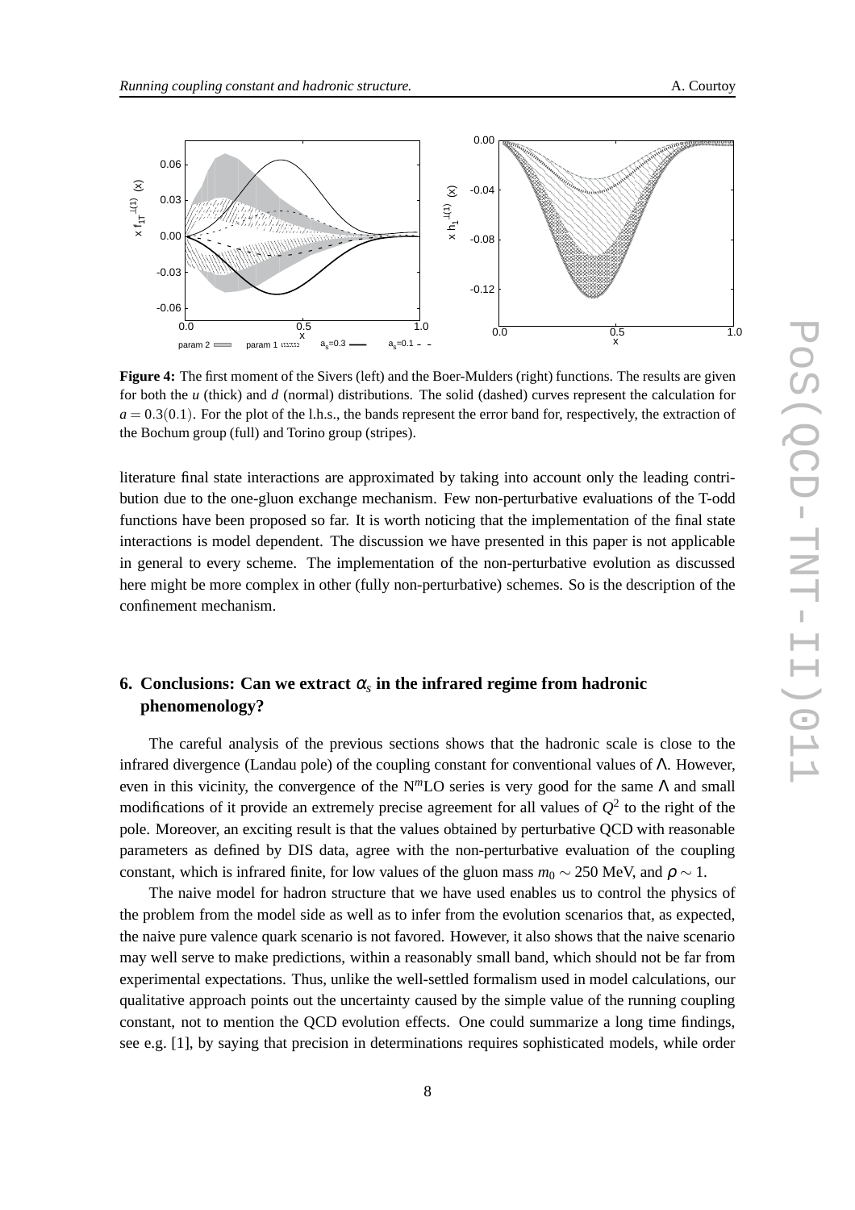**Figure 4:** The first moment of the Sivers (left) and the Boer-Mulders (right) functions. The results are given for both the $u$ (thick) and $d$ (normal) distributions. The solid (dashed) curves represent the calculation for $a = 0.3(0.1)$. For the plot of the l.h.s., the bands represent the error band for, respectively, the extraction of the Bochum group (full) and Torino group (stripes).

literature final state interactions are approximated by taking into account only the leading contribution due to the one-gluon exchange mechanism. Few non-perturbative evaluations of the T-odd functions have been proposed so far. It is worth noticing that the implementation of the final state interactions is model dependent. The discussion we have presented in this paper is not applicable in general to every scheme. The implementation of the non-perturbative evolution as discussed here might be more complex in other (fully non-perturbative) schemes. So is the description of the confinement mechanism.

## 6. Conclusions: Can we extract $\alpha_s$ in the infrared regime from hadronic phenomenology?

The careful analysis of the previous sections shows that the hadronic scale is close to the infrared divergence (Landau pole) of the coupling constant for conventional values of $\Lambda$. However, even in this vicinity, the convergence of the N$^m$LO series is very good for the same $\Lambda$ and small modifications of it provide an extremely precise agreement for all values of $Q^2$ to the right of the pole. Moreover, an exciting result is that the values obtained by perturbative QCD with reasonable parameters as defined by DIS data, agree with the non-perturbative evaluation of the coupling constant, which is infrared finite, for low values of the gluon mass $m_0 \sim 250$ MeV, and $\rho \sim 1$.

The naive model for hadron structure that we have used enables us to control the physics of the problem from the model side as well as to infer from the evolution scenarios that, as expected, the naive pure valence quark scenario is not favored. However, it also shows that the naive scenario may well serve to make predictions, within a reasonably small band, which should not be far from experimental expectations. Thus, unlike the well-settled formalism used in model calculations, our qualitative approach points out the uncertainty caused by the simple value of the running coupling constant, not to mention the QCD evolution effects. One could sumarize a long time findings, see e.g. [1], by saying that precision in determinations requires sophisticated models, while order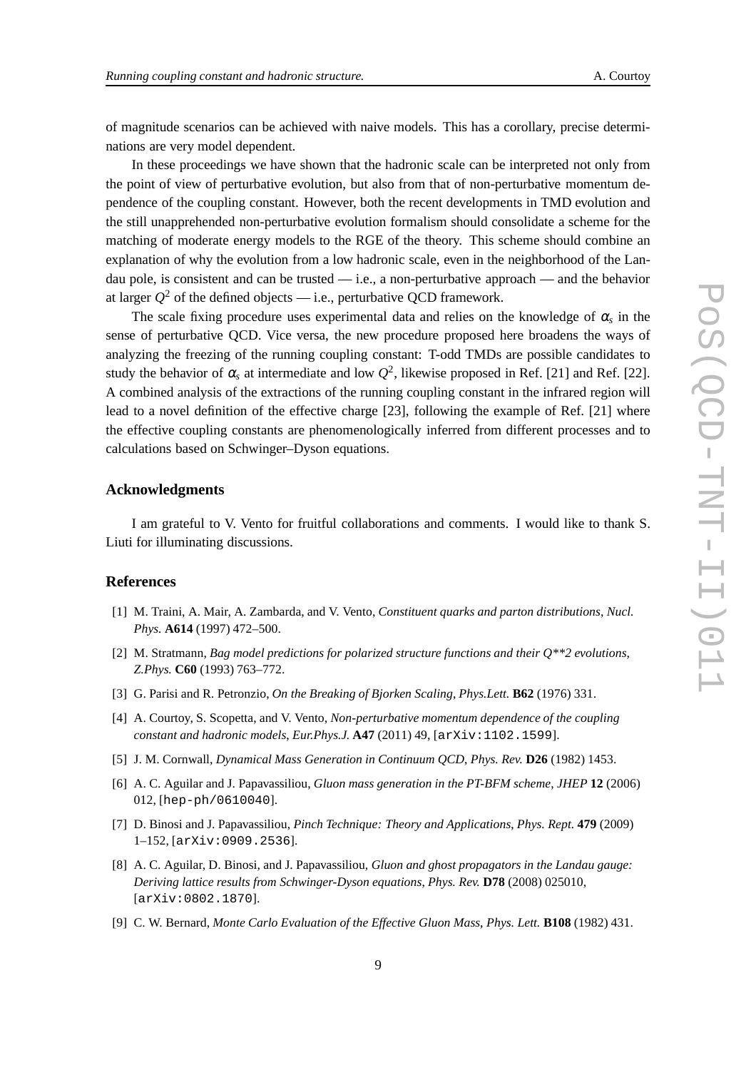of magnitude scenarios can be achieved with naive models. This has a corollary, precise determinations are very model dependent.

In these proceedings we have shown that the hadronic scale can be interpreted not only from the point of view of perturbative evolution, but also from that of non-perturbative momentum dependence of the coupling constant. However, both the recent developments in TMD evolution and the still unapprehended non-perturbative evolution formalism should consolidate a scheme for the matching of moderate energy models to the RGE of the theory. This scheme should combine an explanation of why the evolution from a low hadronic scale, even in the neighborhood of the Landau pole, is consistent and can be trusted — i.e., a non-perturbative approach — and the behavior at larger $Q^2$ of the defined objects — i.e., perturbative QCD framework.

The scale fixing procedure uses experimental data and relies on the knowledge of $\alpha_s$ in the sense of perturbative QCD. Vice versa, the new procedure proposed here broadens the ways of analyzing the freezing of the running coupling constant: T-odd TMDs are possible candidates to study the behavior of $\alpha_s$ at intermediate and low $Q^2$, likewise proposed in Ref. [21] and Ref. [22]. A combined analysis of the extractions of the running coupling constant in the infrared region will lead to a novel definition of the effective charge [23], following the example of Ref. [21] where the effective coupling constants are phenomenologically inferred from different processes and to calculations based on Schwinger–Dyson equations.

## Acknowledgments

I am grateful to V. Vento for fruitful collaborations and comments. I would like to thank S. Liuti for illuminating discussions.

## References

[1] M. Traini, A. Mair, A. Zambarda, and V. Vento, *Constituent quarks and parton distributions*, *Nucl. Phys.* **A614** (1997) 472–500.

[2] M. Stratmann, *Bag model predictions for polarized structure functions and their Q**2 evolutions*, *Z.Phys.* **C60** (1993) 763–772.

[3] G. Parisi and R. Petronzio, *On the Breaking of Bjorken Scaling*, *Phys.Lett.* **B62** (1976) 331.

[4] A. Courtoy, S. Scopetta, and V. Vento, *Non-perturbative momentum dependence of the coupling constant and hadronic models*, *Eur.Phys.J.* **A47** (2011) 49, [arXiv:1102.1599].

[5] J. M. Cornwall, *Dynamical Mass Generation in Continuum QCD*, *Phys. Rev.* **D26** (1982) 1453.

[6] A. C. Aguilar and J. Papavassiliou, *Gluon mass generation in the PT-BFM scheme*, *JHEP* **12** (2006) 012, [hep-ph/0610040].

[7] D. Binosi and J. Papavassiliou, *Pinch Technique: Theory and Applications*, *Phys. Rept.* **479** (2009) 1–152, [arXiv:0909.2536].

[8] A. C. Aguilar, D. Binosi, and J. Papavassiliou, *Gluon and ghost propagators in the Landau gauge: Deriving lattice results from Schwinger-Dyson equations*, *Phys. Rev.* **D78** (2008) 025010, [arXiv:0802.1870].

[9] C. W. Bernard, *Monte Carlo Evaluation of the Effective Gluon Mass*, *Phys. Lett.* **B108** (1982) 431.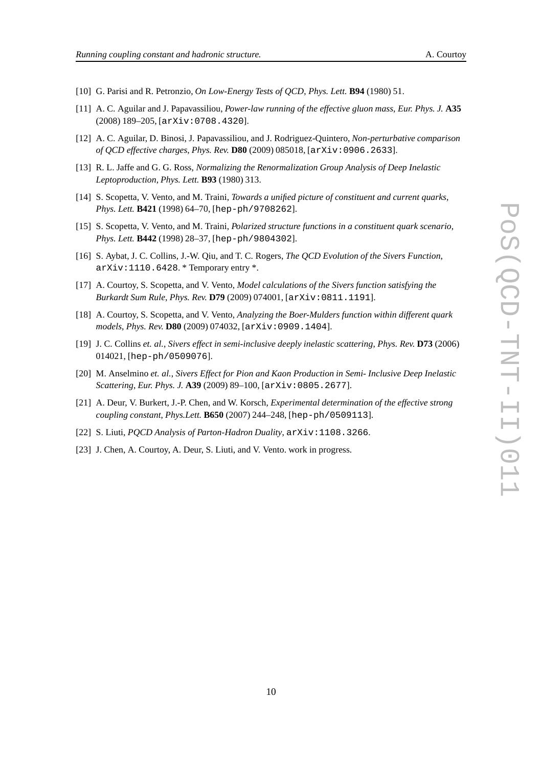[10] G. Parisi and R. Petronzio, *On Low-Energy Tests of QCD*, *Phys. Lett.* **B94** (1980) 51.

[11] A. C. Aguilar and J. Papavassiliou, *Power-law running of the effective gluon mass*, *Eur. Phys. J.* **A35** (2008) 189–205, [arXiv:0708.4320].

[12] A. C. Aguilar, D. Binosi, J. Papavassiliou, and J. Rodriguez-Quintero, *Non-perturbative comparison of QCD effective charges*, *Phys. Rev.* **D80** (2009) 085018, [arXiv:0906.2633].

[13] R. L. Jaffe and G. G. Ross, *Normalizing the Renormalization Group Analysis of Deep Inelastic Leptoproduction*, *Phys. Lett.* **B93** (1980) 313.

[14] S. Scopetta, V. Vento, and M. Traini, *Towards a unified picture of constituent and current quarks*, *Phys. Lett.* **B421** (1998) 64–70, [hep-ph/9708262].

[15] S. Scopetta, V. Vento, and M. Traini, *Polarized structure functions in a constituent quark scenario*, *Phys. Lett.* **B442** (1998) 28–37, [hep-ph/9804302].

[16] S. Aybat, J. C. Collins, J.-W. Qiu, and T. C. Rogers, *The QCD Evolution of the Sivers Function*, arXiv:1110.6428. * Temporary entry *.

[17] A. Courtoy, S. Scopetta, and V. Vento, *Model calculations of the Sivers function satisfying the Burkardt Sum Rule*, *Phys. Rev.* **D79** (2009) 074001, [arXiv:0811.1191].

[18] A. Courtoy, S. Scopetta, and V. Vento, *Analyzing the Boer-Mulders function within different quark models*, *Phys. Rev.* **D80** (2009) 074032, [arXiv:0909.1404].

[19] J. C. Collins *et. al.*, *Sivers effect in semi-inclusive deeply inelastic scattering*, *Phys. Rev.* **D73** (2006) 014021, [hep-ph/0509076].

[20] M. Anselmino *et. al.*, *Sivers Effect for Pion and Kaon Production in Semi- Inclusive Deep Inelastic Scattering*, *Eur. Phys. J.* **A39** (2009) 89–100, [arXiv:0805.2677].

[21] A. Deur, V. Burkert, J.-P. Chen, and W. Korsch, *Experimental determination of the effective strong coupling constant*, *Phys.Lett.* **B650** (2007) 244–248, [hep-ph/0509113].

[22] S. Liuti, *PQCD Analysis of Parton-Hadron Duality*, arXiv:1108.3266.

[23] J. Chen, A. Courtoy, A. Deur, S. Liuti, and V. Vento. work in progress.